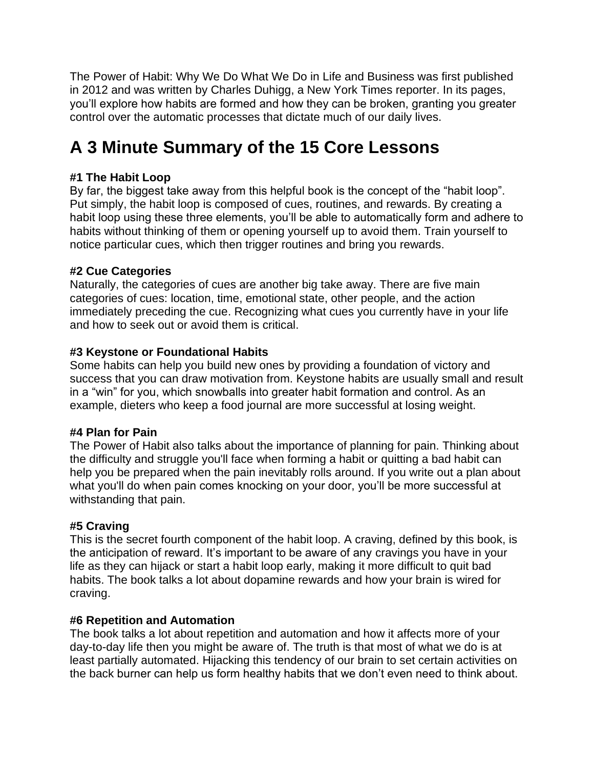The Power of Habit: Why We Do What We Do in Life and Business was first published in 2012 and was written by Charles Duhigg, a New York Times reporter. In its pages, you'll explore how habits are formed and how they can be broken, granting you greater control over the automatic processes that dictate much of our daily lives.

# A 3 Minute Summary of the 15 Core Lessons

**#1 The Habit Loop**
By far, the biggest take away from this helpful book is the concept of the "habit loop". Put simply, the habit loop is composed of cues, routines, and rewards. By creating a habit loop using these three elements, you'll be able to automatically form and adhere to habits without thinking of them or opening yourself up to avoid them. Train yourself to notice particular cues, which then trigger routines and bring you rewards.

**#2 Cue Categories**
Naturally, the categories of cues are another big take away. There are five main categories of cues: location, time, emotional state, other people, and the action immediately preceding the cue. Recognizing what cues you currently have in your life and how to seek out or avoid them is critical.

**#3 Keystone or Foundational Habits**
Some habits can help you build new ones by providing a foundation of victory and success that you can draw motivation from. Keystone habits are usually small and result in a "win" for you, which snowballs into greater habit formation and control. As an example, dieters who keep a food journal are more successful at losing weight.

**#4 Plan for Pain**
The Power of Habit also talks about the importance of planning for pain. Thinking about the difficulty and struggle you'll face when forming a habit or quitting a bad habit can help you be prepared when the pain inevitably rolls around. If you write out a plan about what you'll do when pain comes knocking on your door, you'll be more successful at withstanding that pain.

**#5 Craving**
This is the secret fourth component of the habit loop. A craving, defined by this book, is the anticipation of reward. It's important to be aware of any cravings you have in your life as they can hijack or start a habit loop early, making it more difficult to quit bad habits. The book talks a lot about dopamine rewards and how your brain is wired for craving.

**#6 Repetition and Automation**
The book talks a lot about repetition and automation and how it affects more of your day-to-day life then you might be aware of. The truth is that most of what we do is at least partially automated. Hijacking this tendency of our brain to set certain activities on the back burner can help us form healthy habits that we don't even need to think about.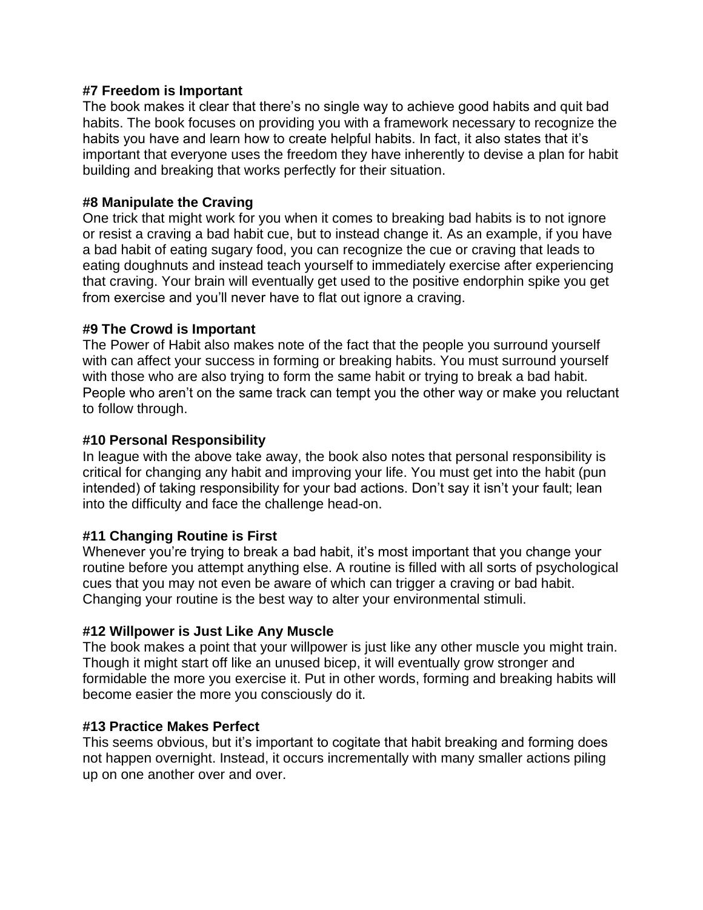**#7 Freedom is Important**

The book makes it clear that there's no single way to achieve good habits and quit bad habits. The book focuses on providing you with a framework necessary to recognize the habits you have and learn how to create helpful habits. In fact, it also states that it's important that everyone uses the freedom they have inherently to devise a plan for habit building and breaking that works perfectly for their situation.

**#8 Manipulate the Craving**

One trick that might work for you when it comes to breaking bad habits is to not ignore or resist a craving a bad habit cue, but to instead change it. As an example, if you have a bad habit of eating sugary food, you can recognize the cue or craving that leads to eating doughnuts and instead teach yourself to immediately exercise after experiencing that craving. Your brain will eventually get used to the positive endorphin spike you get from exercise and you'll never have to flat out ignore a craving.

**#9 The Crowd is Important**

The Power of Habit also makes note of the fact that the people you surround yourself with can affect your success in forming or breaking habits. You must surround yourself with those who are also trying to form the same habit or trying to break a bad habit. People who aren't on the same track can tempt you the other way or make you reluctant to follow through.

**#10 Personal Responsibility**

In league with the above take away, the book also notes that personal responsibility is critical for changing any habit and improving your life. You must get into the habit (pun intended) of taking responsibility for your bad actions. Don't say it isn't your fault; lean into the difficulty and face the challenge head-on.

**#11 Changing Routine is First**

Whenever you're trying to break a bad habit, it's most important that you change your routine before you attempt anything else. A routine is filled with all sorts of psychological cues that you may not even be aware of which can trigger a craving or bad habit. Changing your routine is the best way to alter your environmental stimuli.

**#12 Willpower is Just Like Any Muscle**

The book makes a point that your willpower is just like any other muscle you might train. Though it might start off like an unused bicep, it will eventually grow stronger and formidable the more you exercise it. Put in other words, forming and breaking habits will become easier the more you consciously do it.

**#13 Practice Makes Perfect**

This seems obvious, but it's important to cogitate that habit breaking and forming does not happen overnight. Instead, it occurs incrementally with many smaller actions piling up on one another over and over.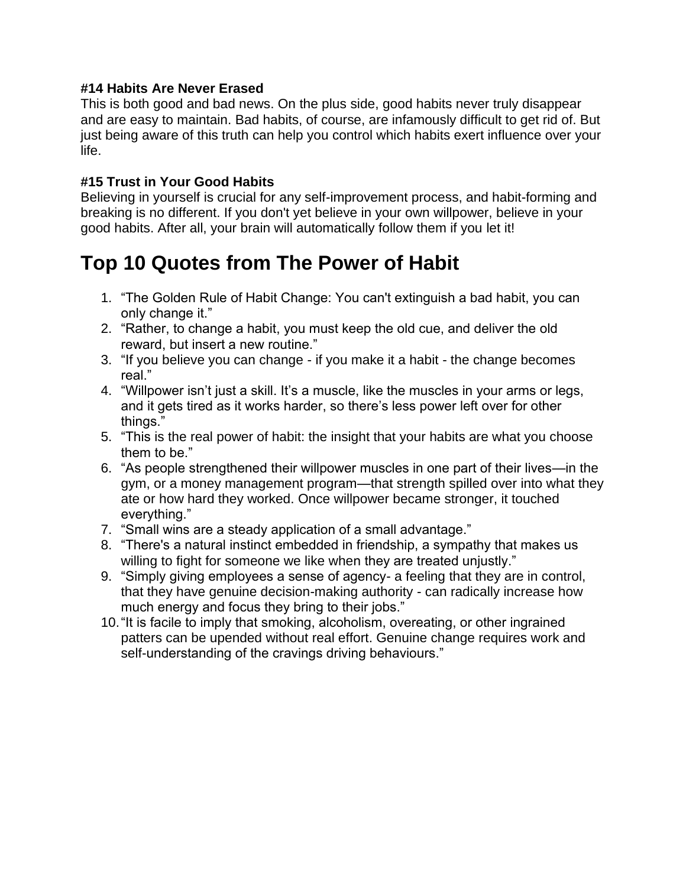**#14 Habits Are Never Erased**

This is both good and bad news. On the plus side, good habits never truly disappear and are easy to maintain. Bad habits, of course, are infamously difficult to get rid of. But just being aware of this truth can help you control which habits exert influence over your life.

**#15 Trust in Your Good Habits**

Believing in yourself is crucial for any self-improvement process, and habit-forming and breaking is no different. If you don't yet believe in your own willpower, believe in your good habits. After all, your brain will automatically follow them if you let it!

# Top 10 Quotes from The Power of Habit

1. “The Golden Rule of Habit Change: You can't extinguish a bad habit, you can only change it.”
2. “Rather, to change a habit, you must keep the old cue, and deliver the old reward, but insert a new routine.”
3. “If you believe you can change - if you make it a habit - the change becomes real.”
4. “Willpower isn’t just a skill. It’s a muscle, like the muscles in your arms or legs, and it gets tired as it works harder, so there’s less power left over for other things.”
5. “This is the real power of habit: the insight that your habits are what you choose them to be.”
6. “As people strengthened their willpower muscles in one part of their lives—in the gym, or a money management program—that strength spilled over into what they ate or how hard they worked. Once willpower became stronger, it touched everything.”
7. “Small wins are a steady application of a small advantage.”
8. “There's a natural instinct embedded in friendship, a sympathy that makes us willing to fight for someone we like when they are treated unjustly.”
9. “Simply giving employees a sense of agency- a feeling that they are in control, that they have genuine decision-making authority - can radically increase how much energy and focus they bring to their jobs.”
10. “It is facile to imply that smoking, alcoholism, overeating, or other ingrained patters can be upended without real effort. Genuine change requires work and self-understanding of the cravings driving behaviours.”